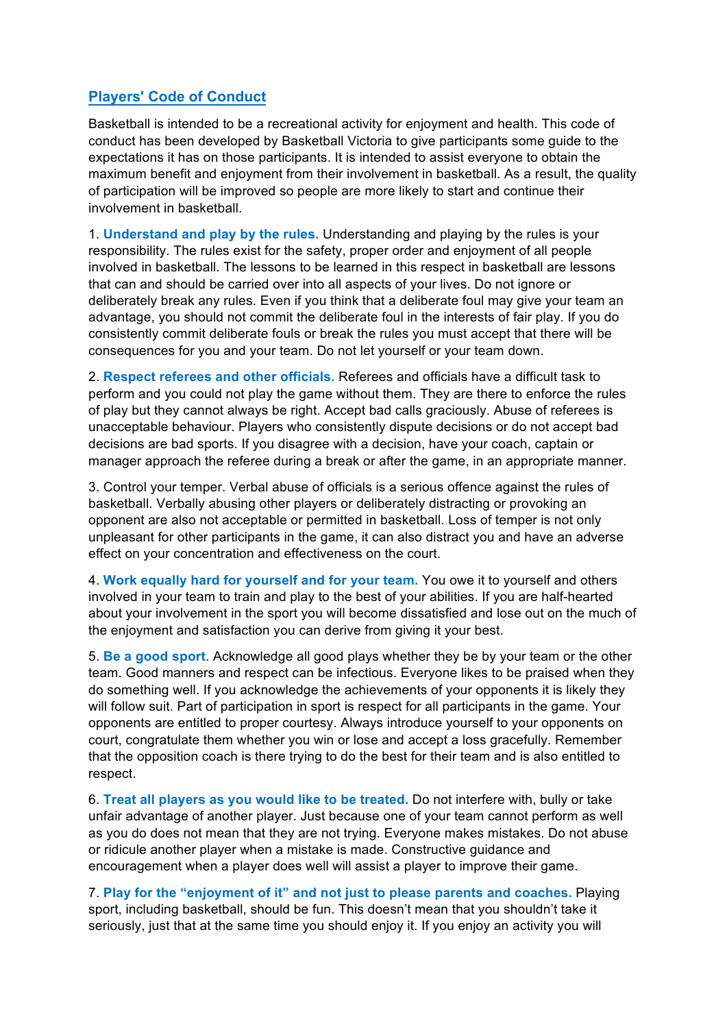## Players' Code of Conduct

Basketball is intended to be a recreational activity for enjoyment and health. This code of conduct has been developed by Basketball Victoria to give participants some guide to the expectations it has on those participants. It is intended to assist everyone to obtain the maximum benefit and enjoyment from their involvement in basketball. As a result, the quality of participation will be improved so people are more likely to start and continue their involvement in basketball.

1. **Understand and play by the rules.** Understanding and playing by the rules is your responsibility. The rules exist for the safety, proper order and enjoyment of all people involved in basketball. The lessons to be learned in this respect in basketball are lessons that can and should be carried over into all aspects of your lives. Do not ignore or deliberately break any rules. Even if you think that a deliberate foul may give your team an advantage, you should not commit the deliberate foul in the interests of fair play. If you do consistently commit deliberate fouls or break the rules you must accept that there will be consequences for you and your team. Do not let yourself or your team down.

2. **Respect referees and other officials.** Referees and officials have a difficult task to perform and you could not play the game without them. They are there to enforce the rules of play but they cannot always be right. Accept bad calls graciously. Abuse of referees is unacceptable behaviour. Players who consistently dispute decisions or do not accept bad decisions are bad sports. If you disagree with a decision, have your coach, captain or manager approach the referee during a break or after the game, in an appropriate manner.

3. Control your temper. Verbal abuse of officials is a serious offence against the rules of basketball. Verbally abusing other players or deliberately distracting or provoking an opponent are also not acceptable or permitted in basketball. Loss of temper is not only unpleasant for other participants in the game, it can also distract you and have an adverse effect on your concentration and effectiveness on the court.

4. **Work equally hard for yourself and for your team.** You owe it to yourself and others involved in your team to train and play to the best of your abilities. If you are half-hearted about your involvement in the sport you will become dissatisfied and lose out on the much of the enjoyment and satisfaction you can derive from giving it your best.

5. **Be a good sport**. Acknowledge all good plays whether they be by your team or the other team. Good manners and respect can be infectious. Everyone likes to be praised when they do something well. If you acknowledge the achievements of your opponents it is likely they will follow suit. Part of participation in sport is respect for all participants in the game. Your opponents are entitled to proper courtesy. Always introduce yourself to your opponents on court, congratulate them whether you win or lose and accept a loss gracefully. Remember that the opposition coach is there trying to do the best for their team and is also entitled to respect.

6. **Treat all players as you would like to be treated.** Do not interfere with, bully or take unfair advantage of another player. Just because one of your team cannot perform as well as you do does not mean that they are not trying. Everyone makes mistakes. Do not abuse or ridicule another player when a mistake is made. Constructive guidance and encouragement when a player does well will assist a player to improve their game.

7. **Play for the "enjoyment of it" and not just to please parents and coaches.** Playing sport, including basketball, should be fun. This doesn't mean that you shouldn't take it seriously, just that at the same time you should enjoy it. If you enjoy an activity you will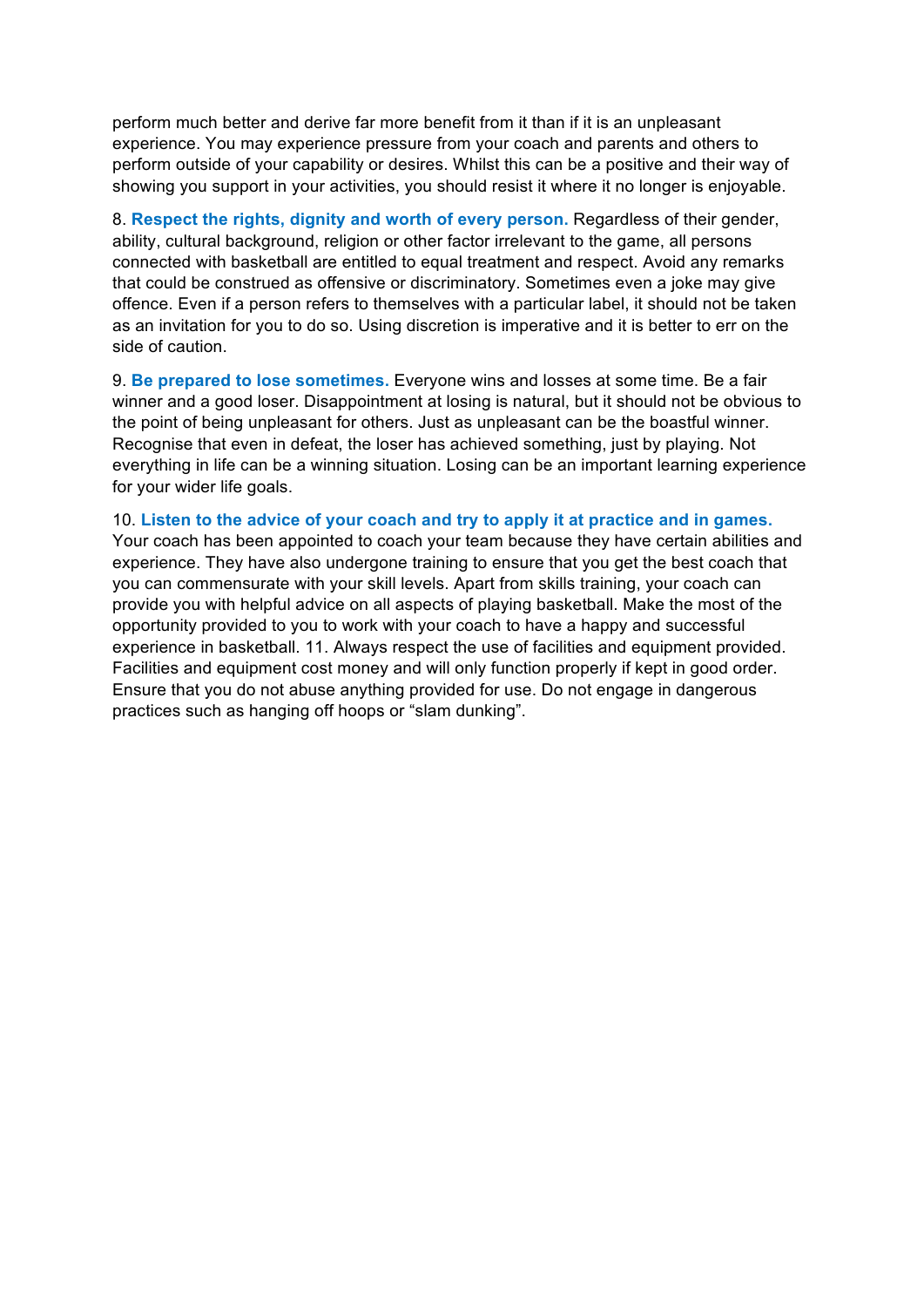perform much better and derive far more benefit from it than if it is an unpleasant experience. You may experience pressure from your coach and parents and others to perform outside of your capability or desires. Whilst this can be a positive and their way of showing you support in your activities, you should resist it where it no longer is enjoyable.

8. **Respect the rights, dignity and worth of every person.** Regardless of their gender, ability, cultural background, religion or other factor irrelevant to the game, all persons connected with basketball are entitled to equal treatment and respect. Avoid any remarks that could be construed as offensive or discriminatory. Sometimes even a joke may give offence. Even if a person refers to themselves with a particular label, it should not be taken as an invitation for you to do so. Using discretion is imperative and it is better to err on the side of caution.

9. **Be prepared to lose sometimes.** Everyone wins and losses at some time. Be a fair winner and a good loser. Disappointment at losing is natural, but it should not be obvious to the point of being unpleasant for others. Just as unpleasant can be the boastful winner. Recognise that even in defeat, the loser has achieved something, just by playing. Not everything in life can be a winning situation. Losing can be an important learning experience for your wider life goals.

10. **Listen to the advice of your coach and try to apply it at practice and in games.** Your coach has been appointed to coach your team because they have certain abilities and experience. They have also undergone training to ensure that you get the best coach that you can commensurate with your skill levels. Apart from skills training, your coach can provide you with helpful advice on all aspects of playing basketball. Make the most of the opportunity provided to you to work with your coach to have a happy and successful experience in basketball. 11. Always respect the use of facilities and equipment provided. Facilities and equipment cost money and will only function properly if kept in good order. Ensure that you do not abuse anything provided for use. Do not engage in dangerous practices such as hanging off hoops or "slam dunking".